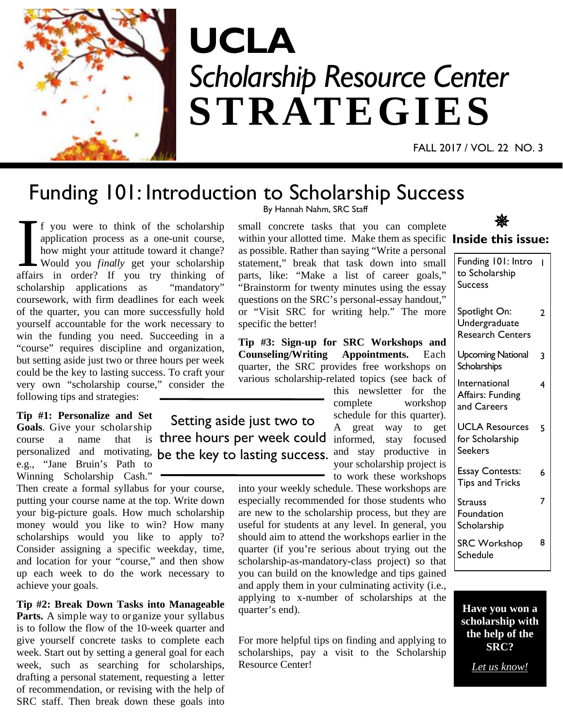# UCLA

## *Scholarship Resource Center*

# STRATEGIES

FALL 2017 / VOL. 22 NO. 3

## Funding 101: Introduction to Scholarship Success

By Hannah Nahm, SRC Staff

If you were to think of the scholarship application process as a one-unit course, how might your attitude toward it change? Would you *finally* get your scholarship affairs in order? If you try thinking of scholarship applications as "mandatory" coursework, with firm deadlines for each week of the quarter, you can more successfully hold yourself accountable for the work necessary to win the funding you need. Succeeding in a "course" requires discipline and organization, but setting aside just two or three hours per week could be the key to lasting success. To craft your very own "scholarship course," consider the following tips and strategies:

**Tip #1: Personalize and Set Goals**. Give your scholarship course a name that is personalized and motivating, e.g., "Jane Bruin's Path to Winning Scholarship Cash." Then create a formal syllabus for your course, putting your course name at the top. Write down your big-picture goals. How much scholarship money would you like to win? How many scholarships would you like to apply to? Consider assigning a specific weekday, time, and location for your "course," and then show up each week to do the work necessary to achieve your goals.

**Tip #2: Break Down Tasks into Manageable Parts.** A simple way to organize your syllabus is to follow the flow of the 10-week quarter and give yourself concrete tasks to complete each week. Start out by setting a general goal for each week, such as searching for scholarships, drafting a personal statement, requesting a letter of recommendation, or revising with the help of SRC staff. Then break down these goals into small concrete tasks that you can complete within your allotted time. Make them as specific as possible. Rather than saying "Write a personal statement," break that task down into small parts, like: "Make a list of career goals," "Brainstorm for twenty minutes using the essay questions on the SRC's personal-essay handout," or "Visit SRC for writing help." The more specific the better!

> Setting aside just two to three hours per week could be the key to lasting success.

**Tip #3: Sign-up for SRC Workshops and Counseling/Writing Appointments.** Each quarter, the SRC provides free workshops on various scholarship-related topics (see back of this newsletter for the complete workshop schedule for this quarter). A great way to get informed, stay focused and stay productive in your scholarship project is to work these workshops into your weekly schedule. These workshops are especially recommended for those students who are new to the scholarship process, but they are useful for students at any level. In general, you should aim to attend the workshops earlier in the quarter (if you're serious about trying out the scholarship-as-mandatory-class project) so that you can build on the knowledge and tips gained and apply them in your culminating activity (i.e., applying to x-number of scholarships at the quarter's end).

For more helpful tips on finding and applying to scholarships, pay a visit to the Scholarship Resource Center!

### Inside this issue:

| | |
|---|---|
| Funding 101: Intro to Scholarship Success | 1 |
| Spotlight On: Undergraduate Research Centers | 2 |
| Upcoming National Scholarships | 3 |
| International Affairs: Funding and Careers | 4 |
| UCLA Resources for Scholarship Seekers | 5 |
| Essay Contests: Tips and Tricks | 6 |
| Strauss Foundation Scholarship | 7 |
| SRC Workshop Schedule | 8 |

**Have you won a scholarship with the help of the SRC?**

*Let us know!*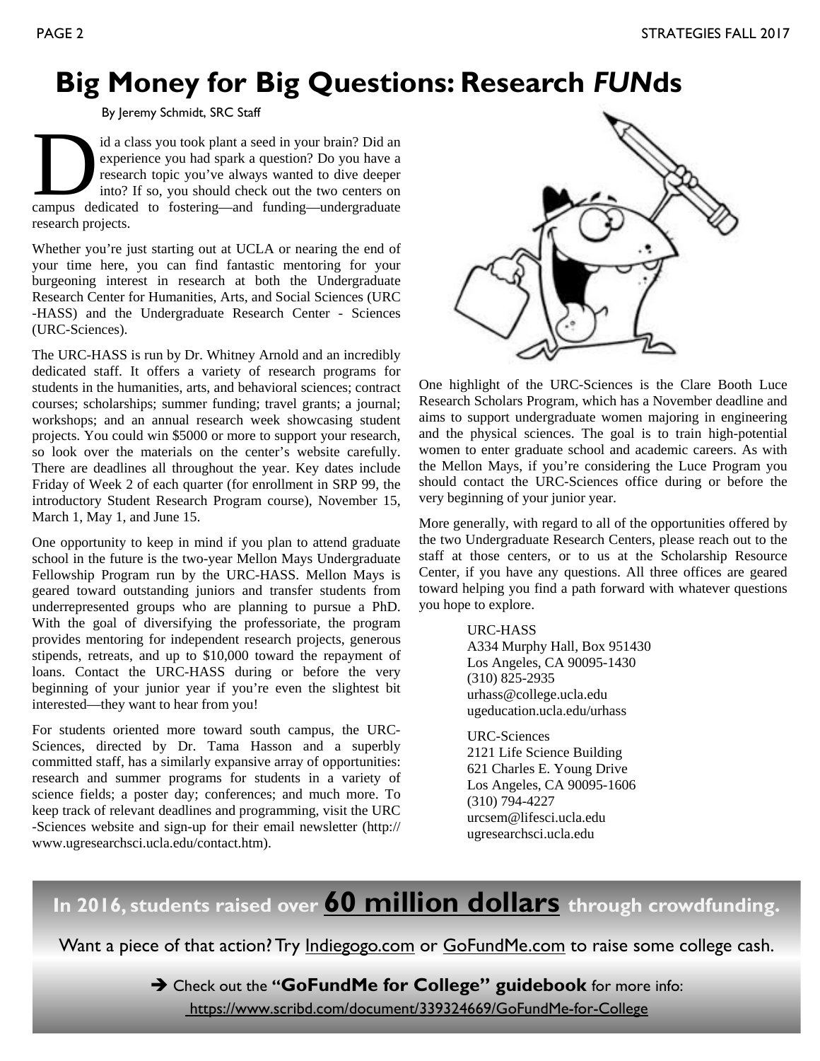# Big Money for Big Questions: Research *FUN*ds

By Jeremy Schmidt, SRC Staff

Did a class you took plant a seed in your brain? Did an experience you had spark a question? Do you have a research topic you've always wanted to dive deeper into? If so, you should check out the two centers on campus dedicated to fostering—and funding—undergraduate research projects.

Whether you're just starting out at UCLA or nearing the end of your time here, you can find fantastic mentoring for your burgeoning interest in research at both the Undergraduate Research Center for Humanities, Arts, and Social Sciences (URC-HASS) and the Undergraduate Research Center - Sciences (URC-Sciences).

The URC-HASS is run by Dr. Whitney Arnold and an incredibly dedicated staff. It offers a variety of research programs for students in the humanities, arts, and behavioral sciences; contract courses; scholarships; summer funding; travel grants; a journal; workshops; and an annual research week showcasing student projects. You could win $5000 or more to support your research, so look over the materials on the center's website carefully. There are deadlines all throughout the year. Key dates include Friday of Week 2 of each quarter (for enrollment in SRP 99, the introductory Student Research Program course), November 15, March 1, May 1, and June 15.

One opportunity to keep in mind if you plan to attend graduate school in the future is the two-year Mellon Mays Undergraduate Fellowship Program run by the URC-HASS. Mellon Mays is geared toward outstanding juniors and transfer students from underrepresented groups who are planning to pursue a PhD. With the goal of diversifying the professoriate, the program provides mentoring for independent research projects, generous stipends, retreats, and up to $10,000 toward the repayment of loans. Contact the URC-HASS during or before the very beginning of your junior year if you're even the slightest bit interested—they want to hear from you!

For students oriented more toward south campus, the URC-Sciences, directed by Dr. Tama Hasson and a superbly committed staff, has a similarly expansive array of opportunities: research and summer programs for students in a variety of science fields; a poster day; conferences; and much more. To keep track of relevant deadlines and programming, visit the URC-Sciences website and sign-up for their email newsletter (http://www.ugresearchsci.ucla.edu/contact.htm).

One highlight of the URC-Sciences is the Clare Booth Luce Research Scholars Program, which has a November deadline and aims to support undergraduate women majoring in engineering and the physical sciences. The goal is to train high-potential women to enter graduate school and academic careers. As with the Mellon Mays, if you're considering the Luce Program you should contact the URC-Sciences office during or before the very beginning of your junior year.

More generally, with regard to all of the opportunities offered by the two Undergraduate Research Centers, please reach out to the staff at those centers, or to us at the Scholarship Resource Center, if you have any questions. All three offices are geared toward helping you find a path forward with whatever questions you hope to explore.

URC-HASS
A334 Murphy Hall, Box 951430
Los Angeles, CA 90095-1430
(310) 825-2935
urhass@college.ucla.edu
ugeducation.ucla.edu/urhass

URC-Sciences
2121 Life Science Building
621 Charles E. Young Drive
Los Angeles, CA 90095-1606
(310) 794-4227
urcsem@lifesci.ucla.edu
ugresearchsci.ucla.edu

**In 2016, students raised over 60 million dollars through crowdfunding.**

Want a piece of that action? Try Indiegogo.com or GoFundMe.com to raise some college cash.

➔ Check out the **"GoFundMe for College" guidebook** for more info: https://www.scribd.com/document/339324669/GoFundMe-for-College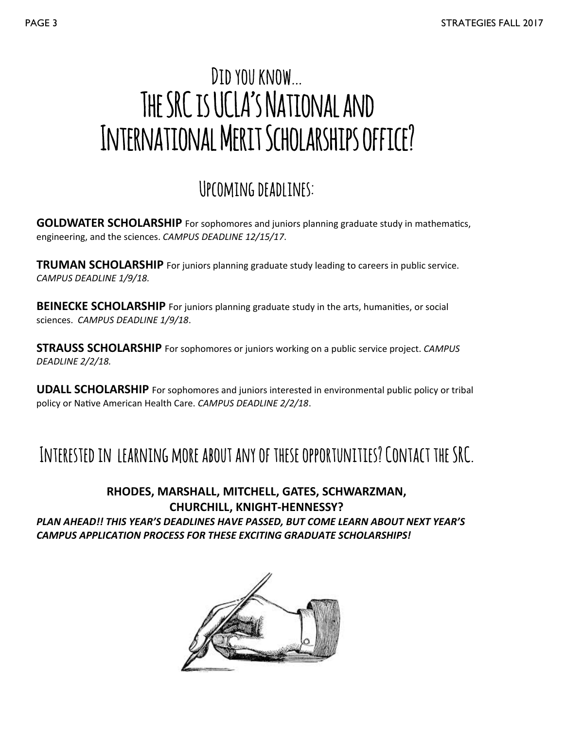# Did you know... The SRC is UCLA's National and International Merit Scholarships office?

## Upcoming deadlines:

**GOLDWATER SCHOLARSHIP** For sophomores and juniors planning graduate study in mathematics, engineering, and the sciences. *CAMPUS DEADLINE 12/15/17*.

**TRUMAN SCHOLARSHIP** For juniors planning graduate study leading to careers in public service. *CAMPUS DEADLINE 1/9/18.*

**BEINECKE SCHOLARSHIP** For juniors planning graduate study in the arts, humanities, or social sciences. *CAMPUS DEADLINE 1/9/18*.

**STRAUSS SCHOLARSHIP** For sophomores or juniors working on a public service project. *CAMPUS DEADLINE 2/2/18.*

**UDALL SCHOLARSHIP** For sophomores and juniors interested in environmental public policy or tribal policy or Native American Health Care. *CAMPUS DEADLINE 2/2/18*.

## Interested in learning more about any of these opportunities? Contact the SRC.

**RHODES, MARSHALL, MITCHELL, GATES, SCHWARZMAN, CHURCHILL, KNIGHT-HENNESSY?**

***PLAN AHEAD!! THIS YEAR'S DEADLINES HAVE PASSED, BUT COME LEARN ABOUT NEXT YEAR'S CAMPUS APPLICATION PROCESS FOR THESE EXCITING GRADUATE SCHOLARSHIPS!***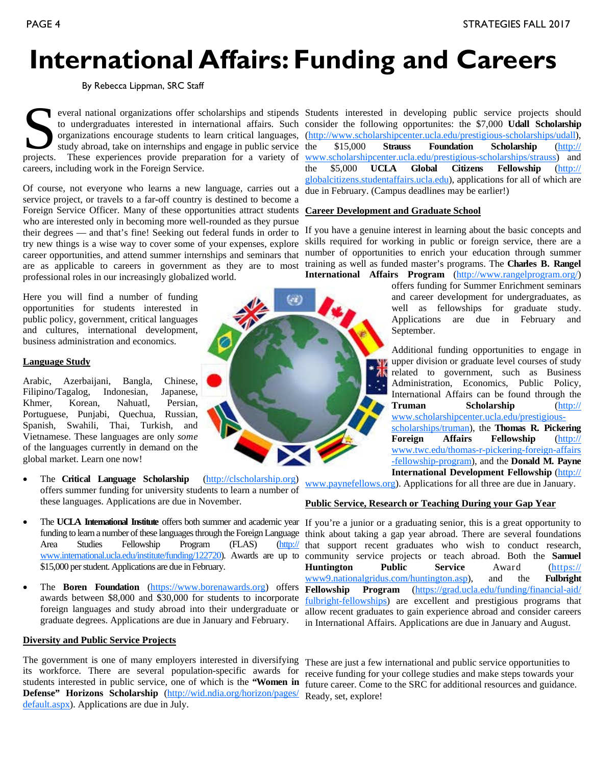# International Affairs: Funding and Careers

By Rebecca Lippman, SRC Staff

Several national organizations offer scholarships and stipends to undergraduates interested in international affairs. Such organizations encourage students to learn critical languages, study abroad, take on internships and engage in public service projects. These experiences provide preparation for a variety of careers, including work in the Foreign Service.

Of course, not everyone who learns a new language, carries out a service project, or travels to a far-off country is destined to become a Foreign Service Officer. Many of these opportunities attract students who are interested only in becoming more well-rounded as they pursue their degrees — and that's fine! Seeking out federal funds in order to try new things is a wise way to cover some of your expenses, explore career opportunities, and attend summer internships and seminars that are as applicable to careers in government as they are to most professional roles in our increasingly globalized world.

Here you will find a number of funding opportunities for students interested in public policy, government, critical languages and cultures, international development, business administration and economics.

## Language Study

Arabic, Azerbaijani, Bangla, Chinese, Filipino/Tagalog, Indonesian, Japanese, Khmer, Korean, Nahuatl, Persian, Portuguese, Punjabi, Quechua, Russian, Spanish, Swahili, Thai, Turkish, and Vietnamese. These languages are only *some* of the languages currently in demand on the global market. Learn one now!

- The **Critical Language Scholarship** (http://clscholarship.org) offers summer funding for university students to learn a number of these languages. Applications are due in November.
- The **UCLA International Institute** offers both summer and academic year funding to learn a number of these languages through the Foreign Language Area Studies Fellowship Program (FLAS) (http://www.international.ucla.edu/institute/funding/122720). Awards are up to $15,000 per student. Applications are due in February.
- The **Boren Foundation** (https://www.borenawards.org) offers awards between $8,000 and $30,000 for students to incorporate foreign languages and study abroad into their undergraduate or graduate degrees. Applications are due in January and February.

## Diversity and Public Service Projects

The government is one of many employers interested in diversifying its workforce. There are several population-specific awards for students interested in public service, one of which is the **"Women in Defense" Horizons Scholarship** (http://wid.ndia.org/horizon/pages/default.aspx). Applications are due in July.

Students interested in developing public service projects should consider the following opportunites: the $7,000 **Udall Scholarship** (http://www.scholarshipcenter.ucla.edu/prestigious-scholarships/udall), the $15,000 **Strauss Foundation Scholarship** (http://www.scholarshipcenter.ucla.edu/prestigious-scholarships/strauss) and the $5,000 **UCLA Global Citizens Fellowship** (http://globalcitizens.studentaffairs.ucla.edu), applications for all of which are due in February. (Campus deadlines may be earlier!)

## Career Development and Graduate School

If you have a genuine interest in learning about the basic concepts and skills required for working in public or foreign service, there are a number of opportunities to enrich your education through summer training as well as funded master's programs. The **Charles B. Rangel International Affairs Program** (http://www.rangelprogram.org/) offers funding for Summer Enrichment seminars and career development for undergraduates, as well as fellowships for graduate study. Applications are due in February and September.

Additional funding opportunities to engage in upper division or graduate level courses of study related to government, such as Business Administration, Economics, Public Policy, International Affairs can be found through the **Truman Scholarship** (http://www.scholarshipcenter.ucla.edu/prestigious-scholarships/truman), the **Thomas R. Pickering Foreign Affairs Fellowship** (http://www.twc.edu/thomas-r-pickering-foreign-affairs-fellowship-program), and the **Donald M. Payne International Development Fellowship** (http://www.paynefellows.org). Applications for all three are due in January.

## Public Service, Research or Teaching During your Gap Year

If you're a junior or a graduating senior, this is a great opportunity to think about taking a gap year abroad. There are several foundations that support recent graduates who wish to conduct research, community service projects or teach abroad. Both the **Samuel Huntington Public Service Award** (https://www9.nationalgridus.com/huntington.asp), and the **Fulbright Fellowship Program** (https://grad.ucla.edu/funding/financial-aid/fulbright-fellowships) are excellent and prestigious programs that allow recent graduates to gain experience abroad and consider careers in International Affairs. Applications are due in January and August.

These are just a few international and public service opportunities to receive funding for your college studies and make steps towards your future career. Come to the SRC for additional resources and guidance. Ready, set, explore!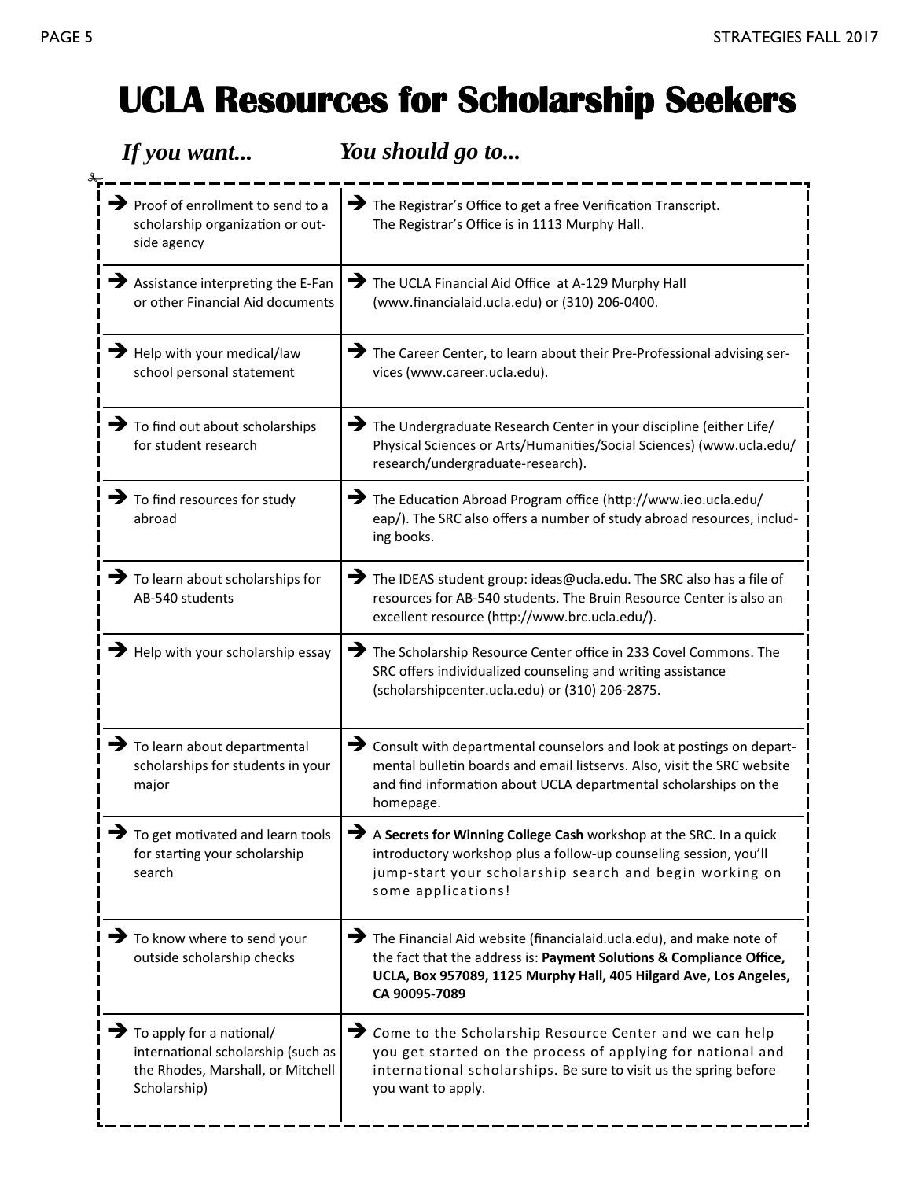# UCLA Resources for Scholarship Seekers

| *If you want...* | *You should go to...* |
| --- | --- |
| ➔ Proof of enrollment to send to a scholarship organization or outside agency | ➔ The Registrar's Office to get a free Verification Transcript. The Registrar's Office is in 1113 Murphy Hall. |
| ➔ Assistance interpreting the E-Fan or other Financial Aid documents | ➔ The UCLA Financial Aid Office at A-129 Murphy Hall (www.financialaid.ucla.edu) or (310) 206-0400. |
| ➔ Help with your medical/law school personal statement | ➔ The Career Center, to learn about their Pre-Professional advising services (www.career.ucla.edu). |
| ➔ To find out about scholarships for student research | ➔ The Undergraduate Research Center in your discipline (either Life/Physical Sciences or Arts/Humanities/Social Sciences) (www.ucla.edu/research/undergraduate-research). |
| ➔ To find resources for study abroad | ➔ The Education Abroad Program office (http://www.ieo.ucla.edu/eap/). The SRC also offers a number of study abroad resources, including books. |
| ➔ To learn about scholarships for AB-540 students | ➔ The IDEAS student group: ideas@ucla.edu. The SRC also has a file of resources for AB-540 students. The Bruin Resource Center is also an excellent resource (http://www.brc.ucla.edu/). |
| ➔ Help with your scholarship essay | ➔ The Scholarship Resource Center office in 233 Covel Commons. The SRC offers individualized counseling and writing assistance (scholarshipcenter.ucla.edu) or (310) 206-2875. |
| ➔ To learn about departmental scholarships for students in your major | ➔ Consult with departmental counselors and look at postings on departmental bulletin boards and email listservs. Also, visit the SRC website and find information about UCLA departmental scholarships on the homepage. |
| ➔ To get motivated and learn tools for starting your scholarship search | ➔ A **Secrets for Winning College Cash** workshop at the SRC. In a quick introductory workshop plus a follow-up counseling session, you'll jump-start your scholarship search and begin working on some applications! |
| ➔ To know where to send your outside scholarship checks | ➔ The Financial Aid website (financialaid.ucla.edu), and make note of the fact that the address is: **Payment Solutions & Compliance Office, UCLA, Box 957089, 1125 Murphy Hall, 405 Hilgard Ave, Los Angeles, CA 90095-7089** |
| ➔ To apply for a national/international scholarship (such as the Rhodes, Marshall, or Mitchell Scholarship) | ➔ Come to the Scholarship Resource Center and we can help you get started on the process of applying for national and international scholarships. Be sure to visit us the spring before you want to apply. |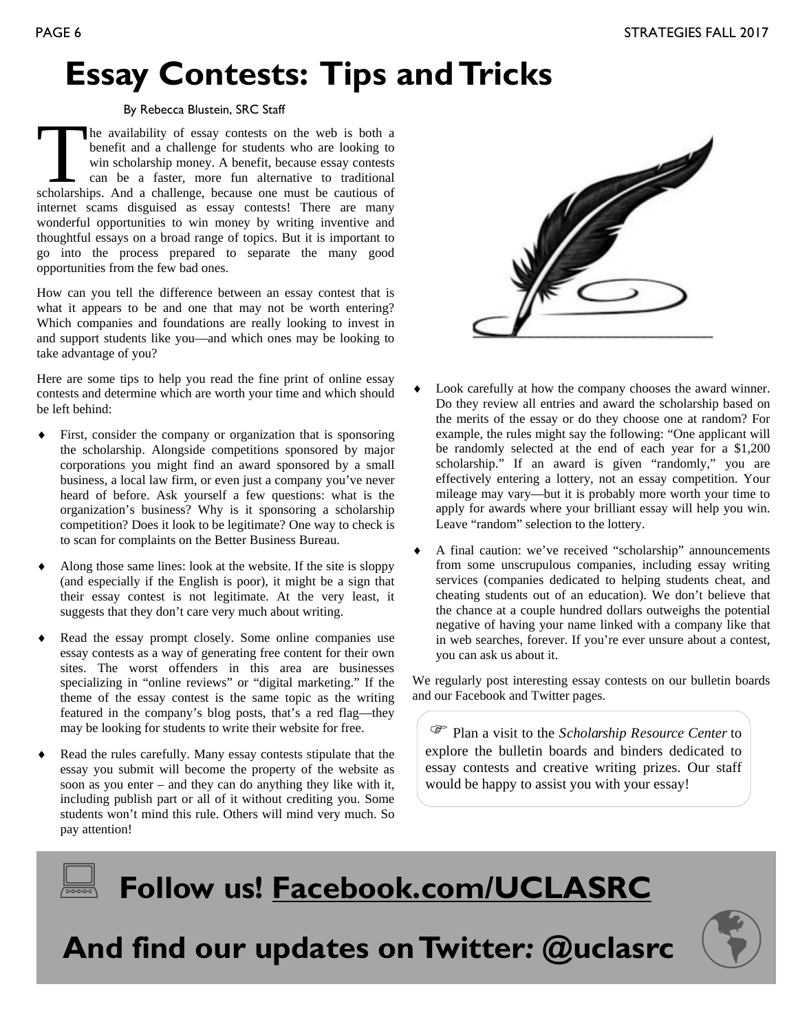# Essay Contests: Tips and Tricks

By Rebecca Blustein, SRC Staff

The availability of essay contests on the web is both a benefit and a challenge for students who are looking to win scholarship money. A benefit, because essay contests can be a faster, more fun alternative to traditional scholarships. And a challenge, because one must be cautious of internet scams disguised as essay contests! There are many wonderful opportunities to win money by writing inventive and thoughtful essays on a broad range of topics. But it is important to go into the process prepared to separate the many good opportunities from the few bad ones.

How can you tell the difference between an essay contest that is what it appears to be and one that may not be worth entering? Which companies and foundations are really looking to invest in and support students like you—and which ones may be looking to take advantage of you?

Here are some tips to help you read the fine print of online essay contests and determine which are worth your time and which should be left behind:

- First, consider the company or organization that is sponsoring the scholarship. Alongside competitions sponsored by major corporations you might find an award sponsored by a small business, a local law firm, or even just a company you've never heard of before. Ask yourself a few questions: what is the organization's business? Why is it sponsoring a scholarship competition? Does it look to be legitimate? One way to check is to scan for complaints on the Better Business Bureau.
- Along those same lines: look at the website. If the site is sloppy (and especially if the English is poor), it might be a sign that their essay contest is not legitimate. At the very least, it suggests that they don't care very much about writing.
- Read the essay prompt closely. Some online companies use essay contests as a way of generating free content for their own sites. The worst offenders in this area are businesses specializing in "online reviews" or "digital marketing." If the theme of the essay contest is the same topic as the writing featured in the company's blog posts, that's a red flag—they may be looking for students to write their website for free.
- Read the rules carefully. Many essay contests stipulate that the essay you submit will become the property of the website as soon as you enter – and they can do anything they like with it, including publish part or all of it without crediting you. Some students won't mind this rule. Others will mind very much. So pay attention!
- Look carefully at how the company chooses the award winner. Do they review all entries and award the scholarship based on the merits of the essay or do they choose one at random? For example, the rules might say the following: "One applicant will be randomly selected at the end of each year for a $1,200 scholarship." If an award is given "randomly," you are effectively entering a lottery, not an essay competition. Your mileage may vary—but it is probably more worth your time to apply for awards where your brilliant essay will help you win. Leave "random" selection to the lottery.
- A final caution: we've received "scholarship" announcements from some unscrupulous companies, including essay writing services (companies dedicated to helping students cheat, and cheating students out of an education). We don't believe that the chance at a couple hundred dollars outweighs the potential negative of having your name linked with a company like that in web searches, forever. If you're ever unsure about a contest, you can ask us about it.

We regularly post interesting essay contests on our bulletin boards and our Facebook and Twitter pages.

> ☞ Plan a visit to the *Scholarship Resource Center* to explore the bulletin boards and binders dedicated to essay contests and creative writing prizes. Our staff would be happy to assist you with your essay!

**Follow us! Facebook.com/UCLASRC**

**And find our updates on Twitter: @uclasrc**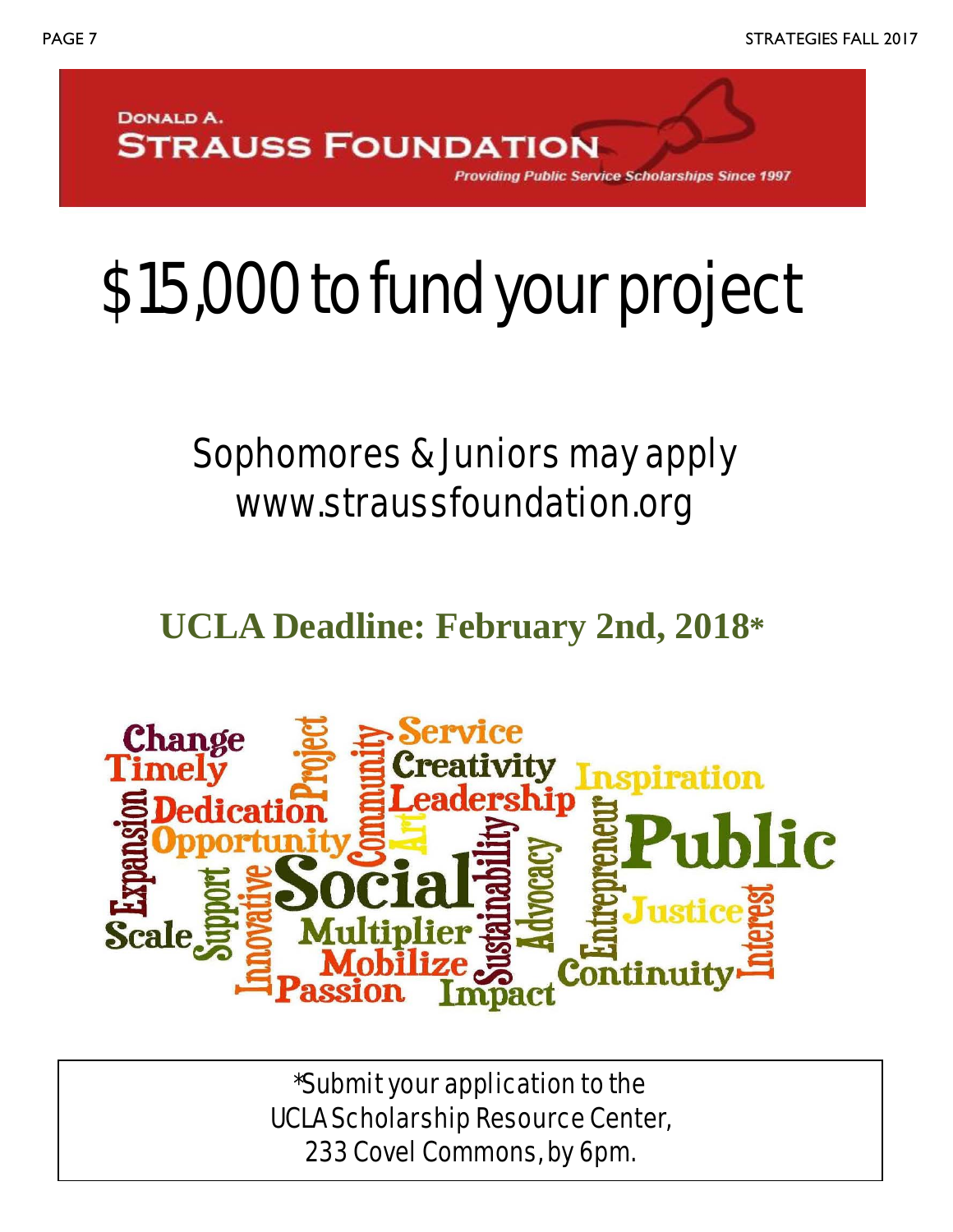DONALD A.

**STRAUSS FOUNDATION**

*Providing Public Service Scholarships Since 1997*

# $15,000 to fund your project

## Sophomores & Juniors may apply
## www.straussfoundation.org

### UCLA Deadline: February 2nd, 2018*

Change Timely Project Community Service Creativity Inspiration Leadership Expansion Dedication Opportunity Art Sustainability Advocacy Entrepreneur Public Social Support Innovative Justice Interest Scale Multiplier Mobilize Passion Impact Continuity

*Submit your application to the UCLA Scholarship Resource Center, 233 Covel Commons, by 6pm.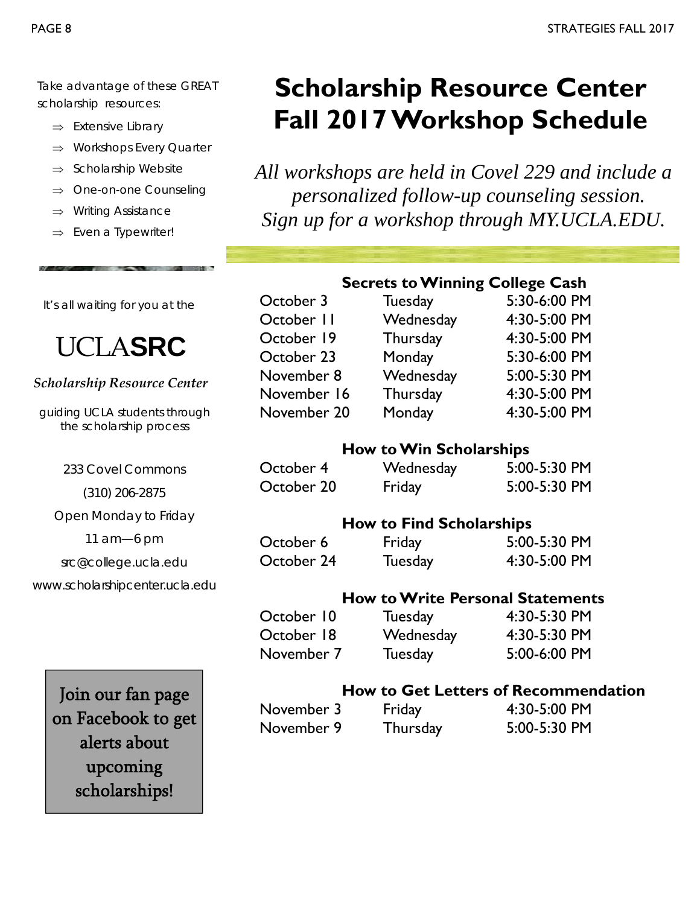Take advantage of these GREAT scholarship resources:

- Extensive Library
- Workshops Every Quarter
- Scholarship Website
- One-on-one Counseling
- Writing Assistance
- Even a Typewriter!

It's all waiting for you at the

UCLA**SRC**

***Scholarship Resource Center***

guiding UCLA students through the scholarship process

233 Covel Commons

(310) 206-2875

Open Monday to Friday

11 am—6 pm

src@college.ucla.edu

www.scholarshipcenter.ucla.edu

Join our fan page on Facebook to get alerts about upcoming scholarships!

# Scholarship Resource Center Fall 2017 Workshop Schedule

*All workshops are held in Covel 229 and include a personalized follow-up counseling session. Sign up for a workshop through MY.UCLA.EDU.*

### Secrets to Winning College Cash

| | | |
|---|---|---|
| October 3 | Tuesday | 5:30-6:00 PM |
| October 11 | Wednesday | 4:30-5:00 PM |
| October 19 | Thursday | 4:30-5:00 PM |
| October 23 | Monday | 5:30-6:00 PM |
| November 8 | Wednesday | 5:00-5:30 PM |
| November 16 | Thursday | 4:30-5:00 PM |
| November 20 | Monday | 4:30-5:00 PM |

### How to Win Scholarships

| | | |
|---|---|---|
| October 4 | Wednesday | 5:00-5:30 PM |
| October 20 | Friday | 5:00-5:30 PM |

### How to Find Scholarships

| | | |
|---|---|---|
| October 6 | Friday | 5:00-5:30 PM |
| October 24 | Tuesday | 4:30-5:00 PM |

### How to Write Personal Statements

| | | |
|---|---|---|
| October 10 | Tuesday | 4:30-5:30 PM |
| October 18 | Wednesday | 4:30-5:30 PM |
| November 7 | Tuesday | 5:00-6:00 PM |

### How to Get Letters of Recommendation

| | | |
|---|---|---|
| November 3 | Friday | 4:30-5:00 PM |
| November 9 | Thursday | 5:00-5:30 PM |